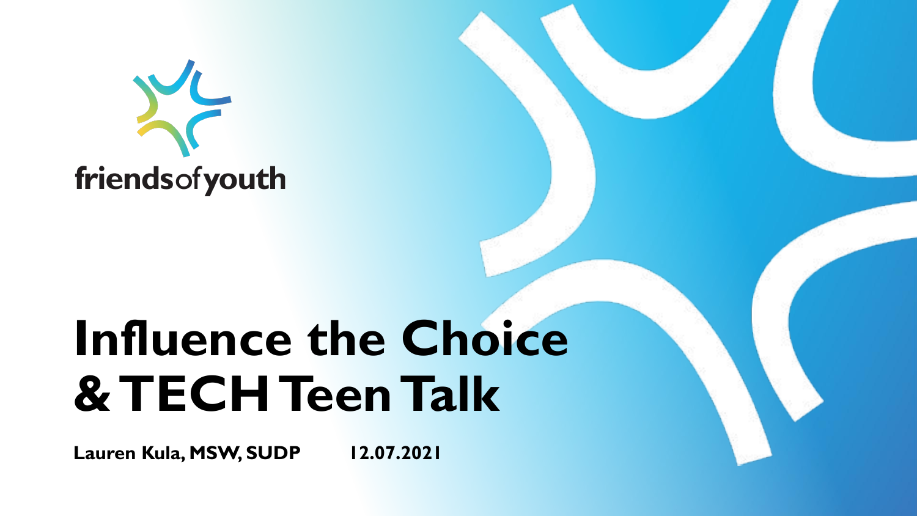friendsofyouth

# Influence the Choice & TECH Teen Talk

**Lauren Kula, MSW, SUDP** **12.07.2021**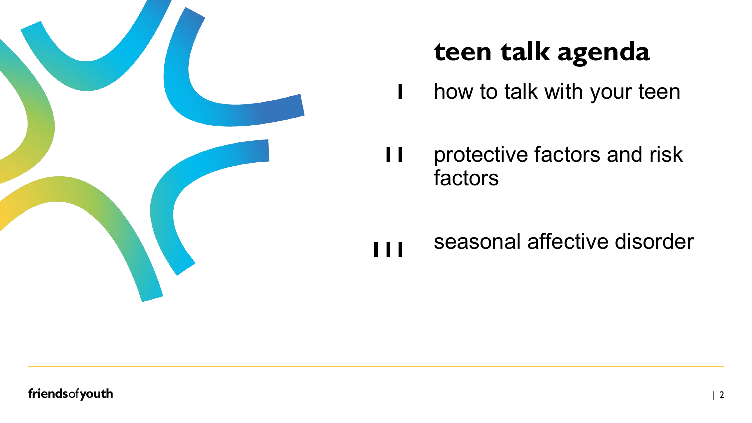# teen talk agenda

I how to talk with your teen

II protective factors and risk factors

III seasonal affective disorder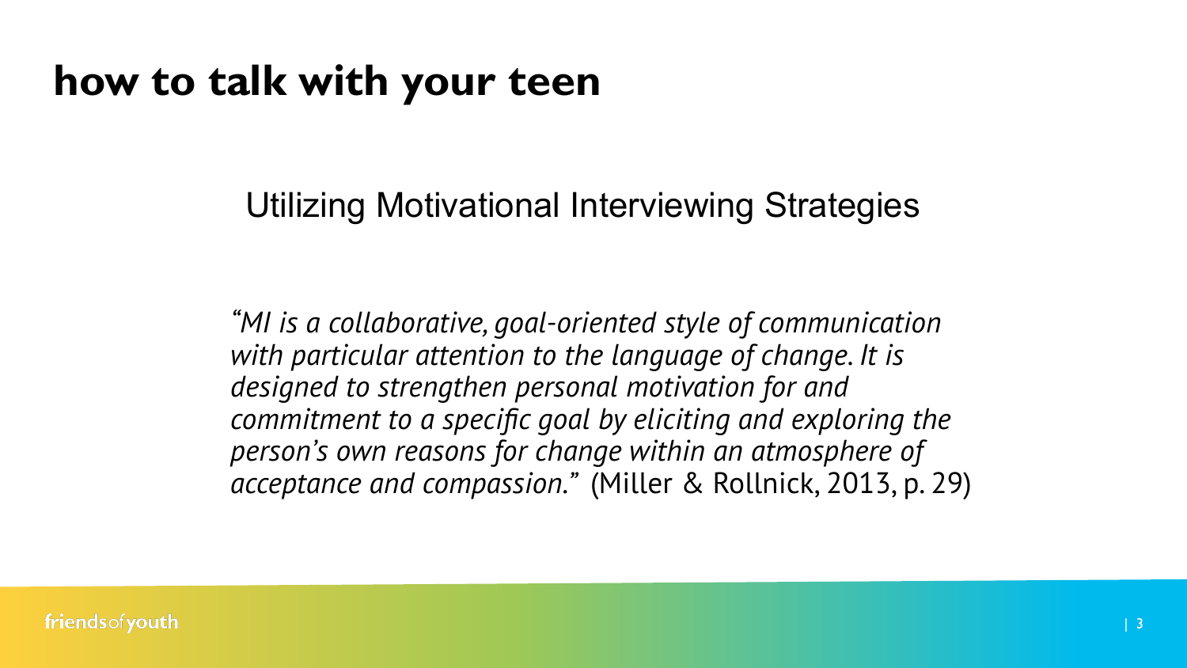# how to talk with your teen

## Utilizing Motivational Interviewing Strategies

*"MI is a collaborative, goal-oriented style of communication with particular attention to the language of change. It is designed to strengthen personal motivation for and commitment to a specific goal by eliciting and exploring the person's own reasons for change within an atmosphere of acceptance and compassion."* (Miller & Rollnick, 2013, p. 29)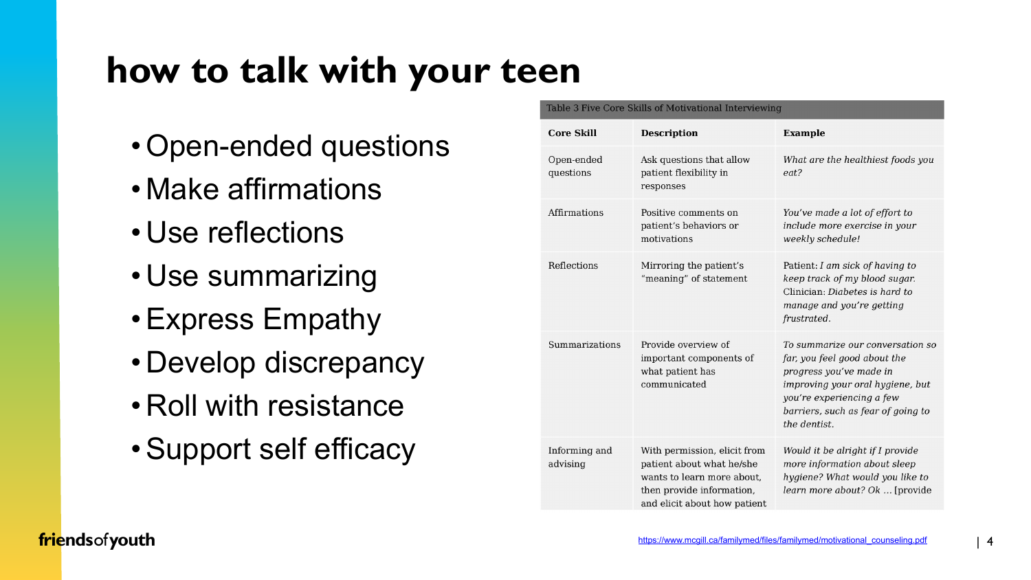# how to talk with your teen

- Open-ended questions
- Make affirmations
- Use reflections
- Use summarizing
- Express Empathy
- Develop discrepancy
- Roll with resistance
- Support self efficacy

Table 3 Five Core Skills of Motivational Interviewing

| Core Skill | Description | Example |
|---|---|---|
| Open-ended questions | Ask questions that allow patient flexibility in responses | *What are the healthiest foods you eat?* |
| Affirmations | Positive comments on patient's behaviors or motivations | *You've made a lot of effort to include more exercise in your weekly schedule!* |
| Reflections | Mirroring the patient's "meaning" of statement | Patient: *I am sick of having to keep track of my blood sugar.* Clinician: *Diabetes is hard to manage and you're getting frustrated.* |
| Summarizations | Provide overview of important components of what patient has communicated | *To summarize our conversation so far, you feel good about the progress you've made in improving your oral hygiene, but you're experiencing a few barriers, such as fear of going to the dentist.* |
| Informing and advising | With permission, elicit from patient about what he/she wants to learn more about, then provide information, and elicit about how patient | *Would it be alright if I provide more information about sleep hygiene? What would you like to learn more about? Ok … [provide* |

https://www.mcgill.ca/familymed/files/familymed/motivational_counseling.pdf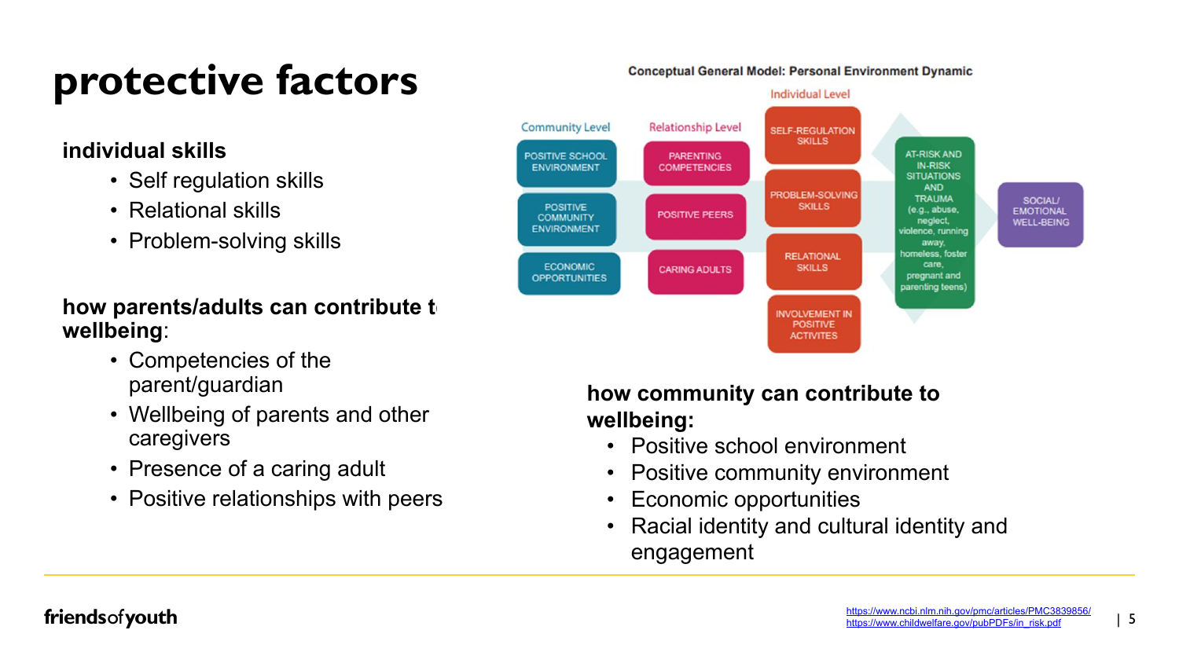# protective factors

**individual skills**

- Self regulation skills
- Relational skills
- Problem-solving skills

**how parents/adults can contribute t wellbeing**:

- Competencies of the parent/guardian
- Wellbeing of parents and other caregivers
- Presence of a caring adult
- Positive relationships with peers

**Conceptual General Model: Personal Environment Dynamic**

Community Level: POSITIVE SCHOOL ENVIRONMENT; POSITIVE COMMUNITY ENVIRONMENT; ECONOMIC OPPORTUNITIES

Relationship Level: PARENTING COMPETENCIES; POSITIVE PEERS; CARING ADULTS

Individual Level: SELF-REGULATION SKILLS; PROBLEM-SOLVING SKILLS; RELATIONAL SKILLS; INVOLVEMENT IN POSITIVE ACTIVITES

AT-RISK AND IN-RISK SITUATIONS AND TRAUMA (e.g., abuse, neglect, violence, running away, homeless, foster care, pregnant and parenting teens)

SOCIAL/ EMOTIONAL WELL-BEING

**how community can contribute to wellbeing:**

- Positive school environment
- Positive community environment
- Economic opportunities
- Racial identity and cultural identity and engagement

friendsofyouth

https://www.ncbi.nlm.nih.gov/pmc/articles/PMC3839856/
https://www.childwelfare.gov/pubPDFs/in_risk.pdf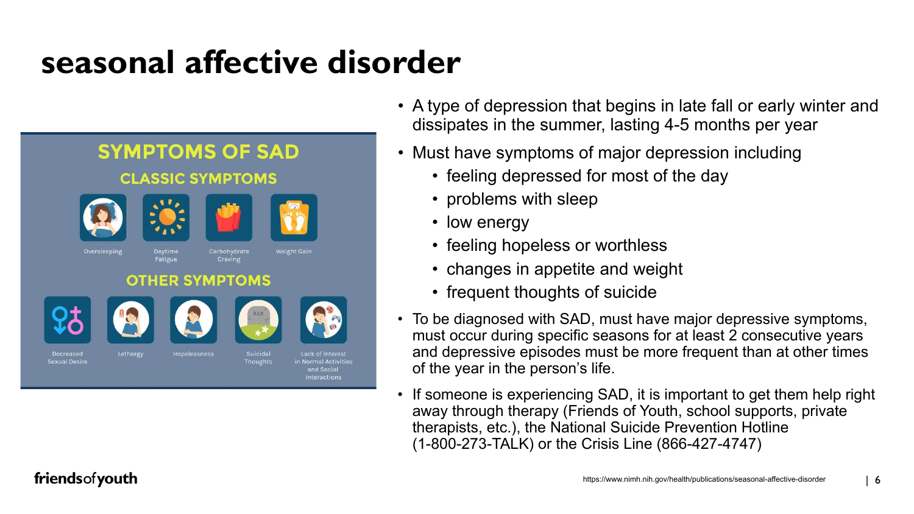# seasonal affective disorder

SYMPTOMS OF SAD

CLASSIC SYMPTOMS

Oversleeping

Daytime Fatigue

Carbohydrate Craving

Weight Gain

OTHER SYMPTOMS

Decreased Sexual Desire

Lethargy

Hopelessness

Suicidal Thoughts

Lack of Interest in Normal Activities and Social Interactions

- A type of depression that begins in late fall or early winter and dissipates in the summer, lasting 4-5 months per year
- Must have symptoms of major depression including
  - feeling depressed for most of the day
  - problems with sleep
  - low energy
  - feeling hopeless or worthless
  - changes in appetite and weight
  - frequent thoughts of suicide
- To be diagnosed with SAD, must have major depressive symptoms, must occur during specific seasons for at least 2 consecutive years and depressive episodes must be more frequent than at other times of the year in the person's life.
- If someone is experiencing SAD, it is important to get them help right away through therapy (Friends of Youth, school supports, private therapists, etc.), the National Suicide Prevention Hotline (1-800-273-TALK) or the Crisis Line (866-427-4747)

https://www.nimh.nih.gov/health/publications/seasonal-affective-disorder